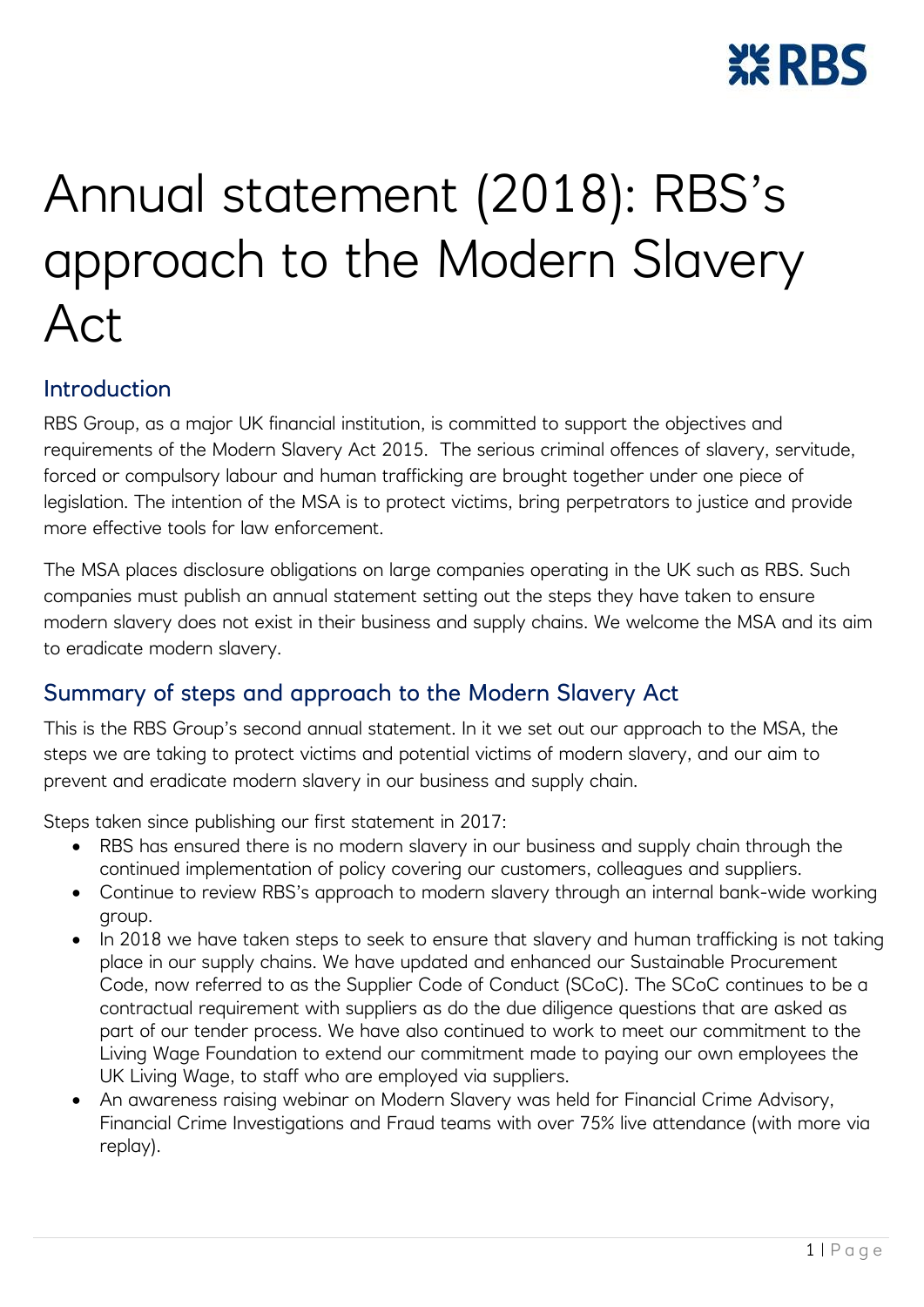# Annual statement (2018): RBS's approach to the Modern Slavery Act

## Introduction

RBS Group, as a major UK financial institution, is committed to support the objectives and requirements of the Modern Slavery Act 2015. The serious criminal offences of slavery, servitude, forced or compulsory labour and human trafficking are brought together under one piece of legislation. The intention of the MSA is to protect victims, bring perpetrators to justice and provide more effective tools for law enforcement.

The MSA places disclosure obligations on large companies operating in the UK such as RBS. Such companies must publish an annual statement setting out the steps they have taken to ensure modern slavery does not exist in their business and supply chains. We welcome the MSA and its aim to eradicate modern slavery.

## Summary of steps and approach to the Modern Slavery Act

This is the RBS Group's second annual statement. In it we set out our approach to the MSA, the steps we are taking to protect victims and potential victims of modern slavery, and our aim to prevent and eradicate modern slavery in our business and supply chain.

Steps taken since publishing our first statement in 2017:

- RBS has ensured there is no modern slavery in our business and supply chain through the continued implementation of policy covering our customers, colleagues and suppliers.
- Continue to review RBS's approach to modern slavery through an internal bank-wide working group.
- In 2018 we have taken steps to seek to ensure that slavery and human trafficking is not taking place in our supply chains. We have updated and enhanced our Sustainable Procurement Code, now referred to as the Supplier Code of Conduct (SCoC). The SCoC continues to be a contractual requirement with suppliers as do the due diligence questions that are asked as part of our tender process. We have also continued to work to meet our commitment to the Living Wage Foundation to extend our commitment made to paying our own employees the UK Living Wage, to staff who are employed via suppliers.
- An awareness raising webinar on Modern Slavery was held for Financial Crime Advisory, Financial Crime Investigations and Fraud teams with over 75% live attendance (with more via replay).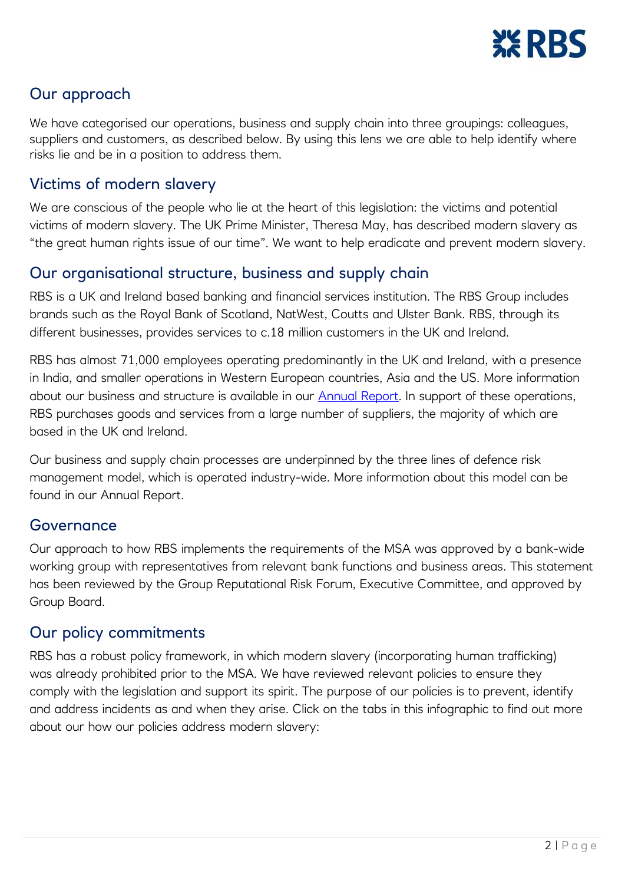## Our approach

We have categorised our operations, business and supply chain into three groupings: colleagues, suppliers and customers, as described below. By using this lens we are able to help identify where risks lie and be in a position to address them.

## Victims of modern slavery

We are conscious of the people who lie at the heart of this legislation: the victims and potential victims of modern slavery. The UK Prime Minister, Theresa May, has described modern slavery as "the great human rights issue of our time". We want to help eradicate and prevent modern slavery.

## Our organisational structure, business and supply chain

RBS is a UK and Ireland based banking and financial services institution. The RBS Group includes brands such as the Royal Bank of Scotland, NatWest, Coutts and Ulster Bank. RBS, through its different businesses, provides services to c.18 million customers in the UK and Ireland.

RBS has almost 71,000 employees operating predominantly in the UK and Ireland, with a presence in India, and smaller operations in Western European countries, Asia and the US. More information about our business and structure is available in our Annual Report. In support of these operations, RBS purchases goods and services from a large number of suppliers, the majority of which are based in the UK and Ireland.

Our business and supply chain processes are underpinned by the three lines of defence risk management model, which is operated industry-wide. More information about this model can be found in our Annual Report.

## Governance

Our approach to how RBS implements the requirements of the MSA was approved by a bank-wide working group with representatives from relevant bank functions and business areas. This statement has been reviewed by the Group Reputational Risk Forum, Executive Committee, and approved by Group Board.

## Our policy commitments

RBS has a robust policy framework, in which modern slavery (incorporating human trafficking) was already prohibited prior to the MSA. We have reviewed relevant policies to ensure they comply with the legislation and support its spirit. The purpose of our policies is to prevent, identify and address incidents as and when they arise. Click on the tabs in this infographic to find out more about our how our policies address modern slavery: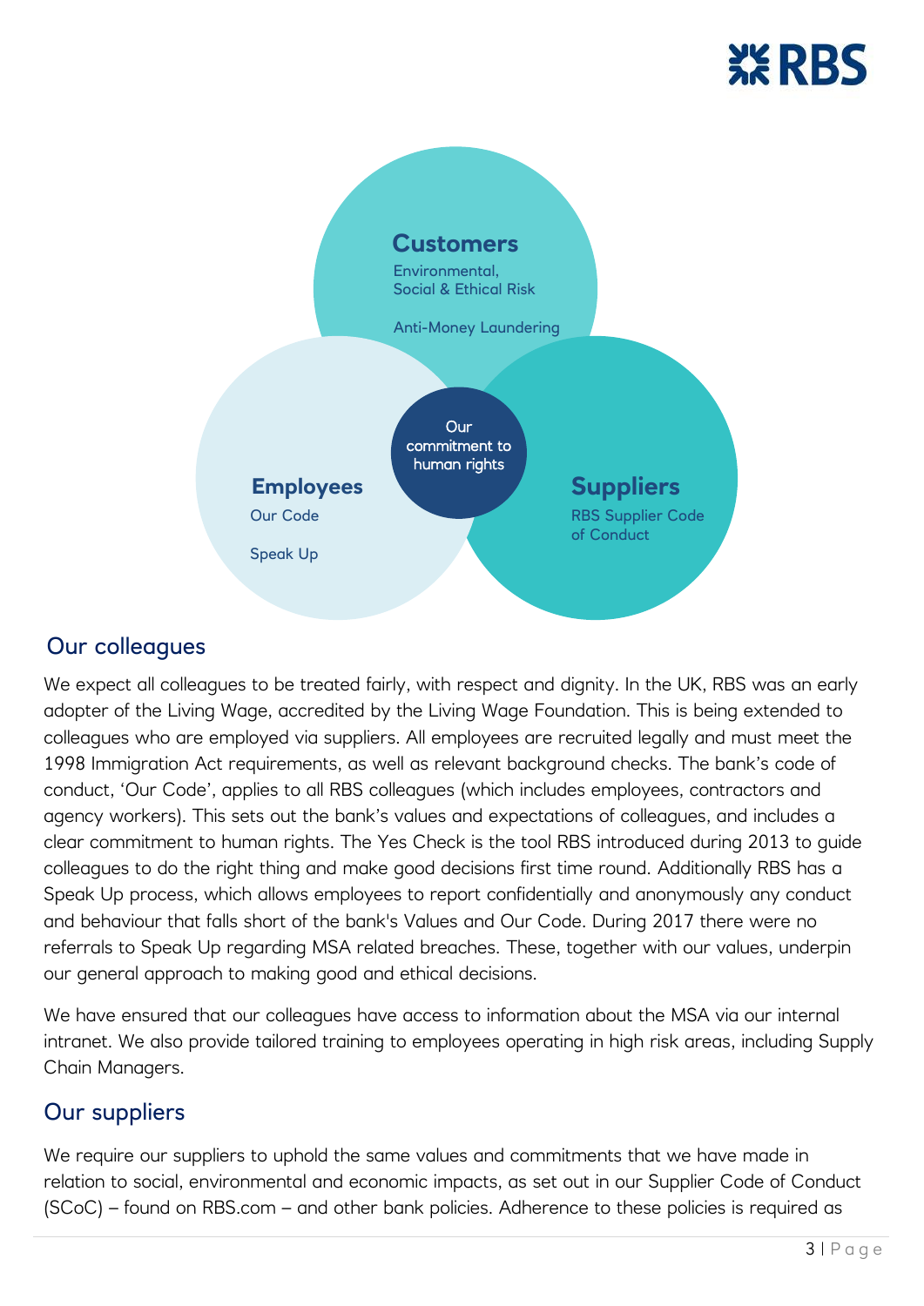**Customers**

Environmental, Social & Ethical Risk

Anti-Money Laundering

**Our commitment to human rights**

**Employees**

Our Code

Speak Up

**Suppliers**

RBS Supplier Code of Conduct

## Our colleagues

We expect all colleagues to be treated fairly, with respect and dignity. In the UK, RBS was an early adopter of the Living Wage, accredited by the Living Wage Foundation. This is being extended to colleagues who are employed via suppliers. All employees are recruited legally and must meet the 1998 Immigration Act requirements, as well as relevant background checks. The bank's code of conduct, 'Our Code', applies to all RBS colleagues (which includes employees, contractors and agency workers). This sets out the bank's values and expectations of colleagues, and includes a clear commitment to human rights. The Yes Check is the tool RBS introduced during 2013 to guide colleagues to do the right thing and make good decisions first time round. Additionally RBS has a Speak Up process, which allows employees to report confidentially and anonymously any conduct and behaviour that falls short of the bank's Values and Our Code. During 2017 there were no referrals to Speak Up regarding MSA related breaches. These, together with our values, underpin our general approach to making good and ethical decisions.

We have ensured that our colleagues have access to information about the MSA via our internal intranet. We also provide tailored training to employees operating in high risk areas, including Supply Chain Managers.

## Our suppliers

We require our suppliers to uphold the same values and commitments that we have made in relation to social, environmental and economic impacts, as set out in our Supplier Code of Conduct (SCoC) – found on RBS.com – and other bank policies. Adherence to these policies is required as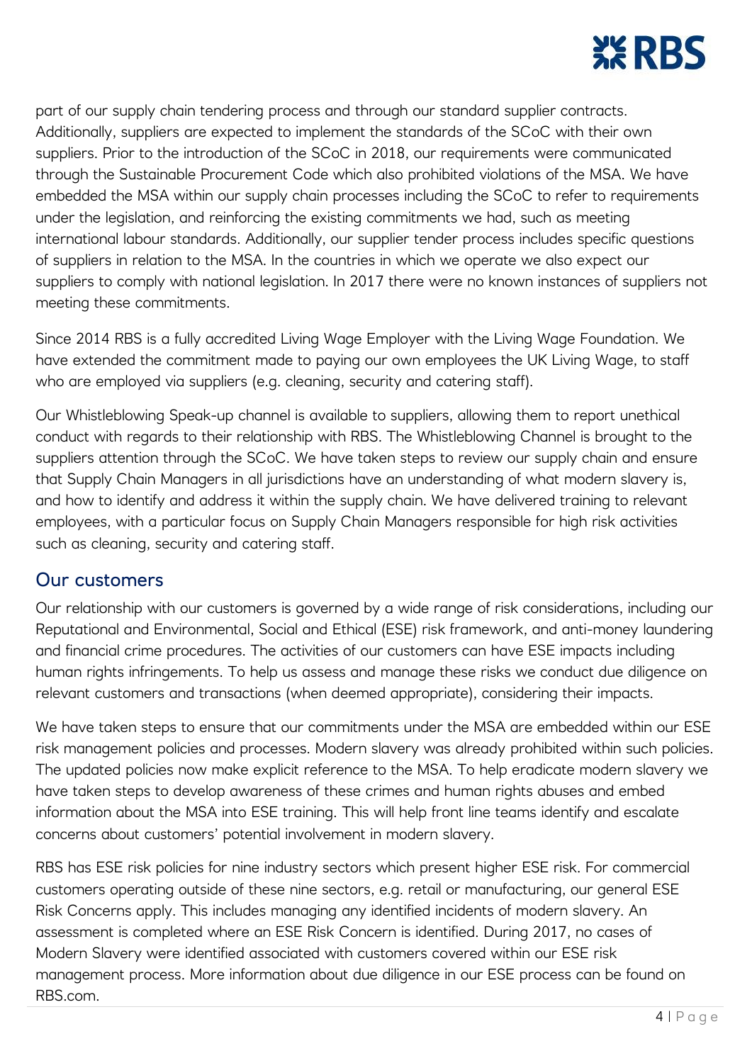part of our supply chain tendering process and through our standard supplier contracts. Additionally, suppliers are expected to implement the standards of the SCoC with their own suppliers. Prior to the introduction of the SCoC in 2018, our requirements were communicated through the Sustainable Procurement Code which also prohibited violations of the MSA. We have embedded the MSA within our supply chain processes including the SCoC to refer to requirements under the legislation, and reinforcing the existing commitments we had, such as meeting international labour standards. Additionally, our supplier tender process includes specific questions of suppliers in relation to the MSA. In the countries in which we operate we also expect our suppliers to comply with national legislation. In 2017 there were no known instances of suppliers not meeting these commitments.

Since 2014 RBS is a fully accredited Living Wage Employer with the Living Wage Foundation. We have extended the commitment made to paying our own employees the UK Living Wage, to staff who are employed via suppliers (e.g. cleaning, security and catering staff).

Our Whistleblowing Speak-up channel is available to suppliers, allowing them to report unethical conduct with regards to their relationship with RBS. The Whistleblowing Channel is brought to the suppliers attention through the SCoC. We have taken steps to review our supply chain and ensure that Supply Chain Managers in all jurisdictions have an understanding of what modern slavery is, and how to identify and address it within the supply chain. We have delivered training to relevant employees, with a particular focus on Supply Chain Managers responsible for high risk activities such as cleaning, security and catering staff.

## Our customers

Our relationship with our customers is governed by a wide range of risk considerations, including our Reputational and Environmental, Social and Ethical (ESE) risk framework, and anti-money laundering and financial crime procedures. The activities of our customers can have ESE impacts including human rights infringements. To help us assess and manage these risks we conduct due diligence on relevant customers and transactions (when deemed appropriate), considering their impacts.

We have taken steps to ensure that our commitments under the MSA are embedded within our ESE risk management policies and processes. Modern slavery was already prohibited within such policies. The updated policies now make explicit reference to the MSA. To help eradicate modern slavery we have taken steps to develop awareness of these crimes and human rights abuses and embed information about the MSA into ESE training. This will help front line teams identify and escalate concerns about customers' potential involvement in modern slavery.

RBS has ESE risk policies for nine industry sectors which present higher ESE risk. For commercial customers operating outside of these nine sectors, e.g. retail or manufacturing, our general ESE Risk Concerns apply. This includes managing any identified incidents of modern slavery. An assessment is completed where an ESE Risk Concern is identified. During 2017, no cases of Modern Slavery were identified associated with customers covered within our ESE risk management process. More information about due diligence in our ESE process can be found on RBS.com.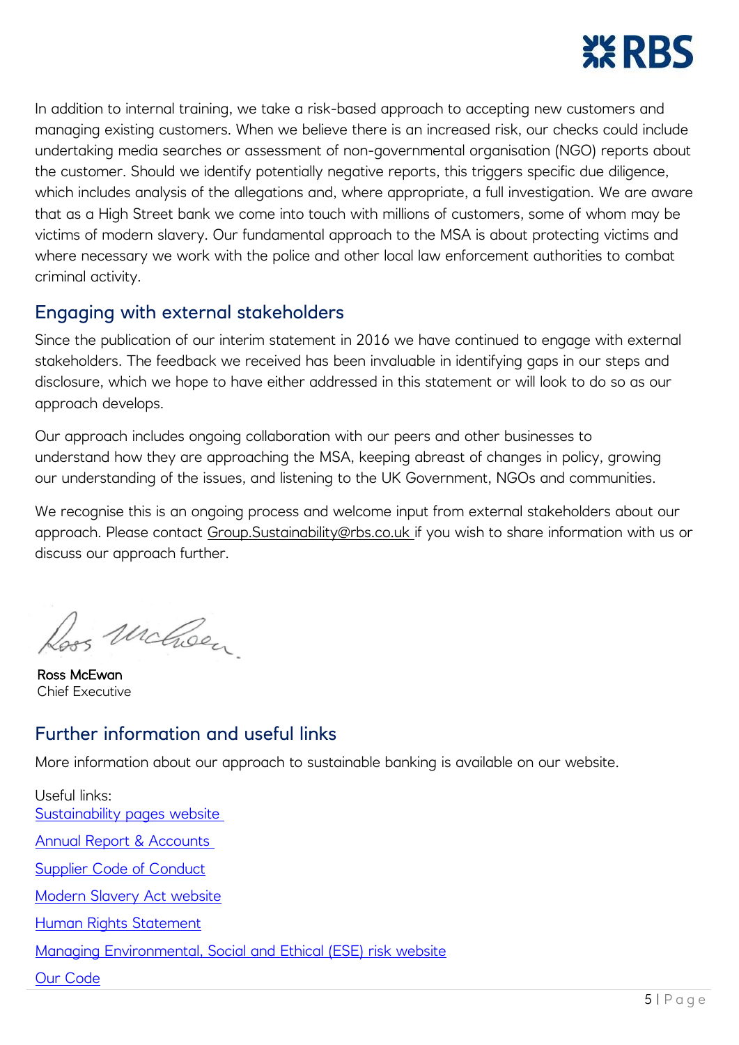In addition to internal training, we take a risk-based approach to accepting new customers and managing existing customers. When we believe there is an increased risk, our checks could include undertaking media searches or assessment of non-governmental organisation (NGO) reports about the customer. Should we identify potentially negative reports, this triggers specific due diligence, which includes analysis of the allegations and, where appropriate, a full investigation. We are aware that as a High Street bank we come into touch with millions of customers, some of whom may be victims of modern slavery. Our fundamental approach to the MSA is about protecting victims and where necessary we work with the police and other local law enforcement authorities to combat criminal activity.

## Engaging with external stakeholders

Since the publication of our interim statement in 2016 we have continued to engage with external stakeholders. The feedback we received has been invaluable in identifying gaps in our steps and disclosure, which we hope to have either addressed in this statement or will look to do so as our approach develops.

Our approach includes ongoing collaboration with our peers and other businesses to understand how they are approaching the MSA, keeping abreast of changes in policy, growing our understanding of the issues, and listening to the UK Government, NGOs and communities.

We recognise this is an ongoing process and welcome input from external stakeholders about our approach. Please contact Group.Sustainability@rbs.co.uk if you wish to share information with us or discuss our approach further.

**Ross McEwan**
Chief Executive

## Further information and useful links

More information about our approach to sustainable banking is available on our website.

Useful links:

Sustainability pages website

Annual Report & Accounts

Supplier Code of Conduct

Modern Slavery Act website

Human Rights Statement

Managing Environmental, Social and Ethical (ESE) risk website

Our Code